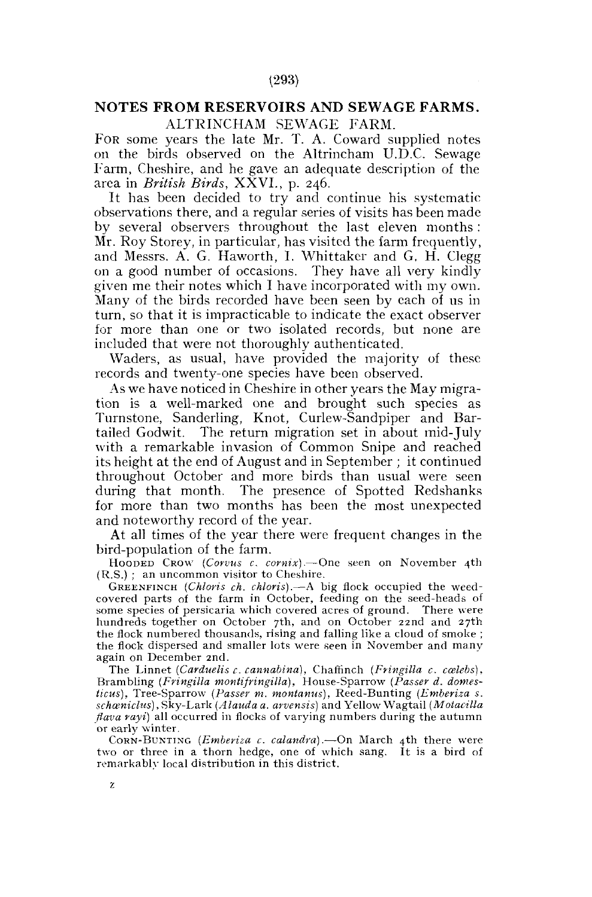## NOTES FROM RESERVOIRS AND SEWAGE FARMS.

### ALTRINCHAM SEWAGE FARM.

FOR some years the late Mr. T. A. Coward supplied notes on the birds observed on the Altrincham U.D.C. Sewage Farm, Cheshire, and he gave an adequate description of the area in *British Birds*, XXVI., p. 246.

It has been decided to try and continue his systematic observations there, and a regular series of visits has been made by several observers throughout the last eleven months: Mr. Roy Storey, in particular, has visited the farm frequently, and Messrs. A. G. Haworth, I. Whittaker and G. H. Clegg on a good number of occasions. They have all very kindly given me their notes which I have incorporated with my own. Many of the birds recorded have been seen by each of us in turn, so that it is impracticable to indicate the exact observer for more than one or two isolated records, but none are included that were not thoroughly authenticated.

Waders, as usual, have provided the majority of these records and twenty-one species have been observed.

As we have noticed in Cheshire in other years the May migration is a well-marked one and brought such species as Turnstone, Sanderling, Knot, Curlew-Sandpiper and Bar-tailed Godwit. The return migration set in about mid-July with a remarkable invasion of Common Snipe and reached its height at the end of August and in September; it continued throughout October and more birds than usual were seen during that month. The presence of Spotted Redshanks for more than two months has been the most unexpected and noteworthy record of the year.

At all times of the year there were frequent changes in the bird-population of the farm.

HOODED CROW (*Corvus c. cornix*).—One seen on November 4th (R.S.); an uncommon visitor to Cheshire.

GREENFINCH (*Chloris ch. chloris*).—A big flock occupied the weed-covered parts of the farm in October, feeding on the seed-heads of some species of persicaria which covered acres of ground. There were hundreds together on October 7th, and on October 22nd and 27th the flock numbered thousands, rising and falling like a cloud of smoke; the flock dispersed and smaller lots were seen in November and many again on December 2nd.

The Linnet (*Carduelis c. cannabina*), Chaffinch (*Fringilla c. cœlebs*), Brambling (*Fringilla montifringilla*), House-Sparrow (*Passer d. domesticus*), Tree-Sparrow (*Passer m. montanus*), Reed-Bunting (*Emberiza s. schœniclus*), Sky-Lark (*Alauda a. arvensis*) and Yellow Wagtail (*Motacilla flava rayi*) all occurred in flocks of varying numbers during the autumn or early winter.

CORN-BUNTING (*Emberiza c. calandra*).—On March 4th there were two or three in a thorn hedge, one of which sang. It is a bird of remarkably local distribution in this district.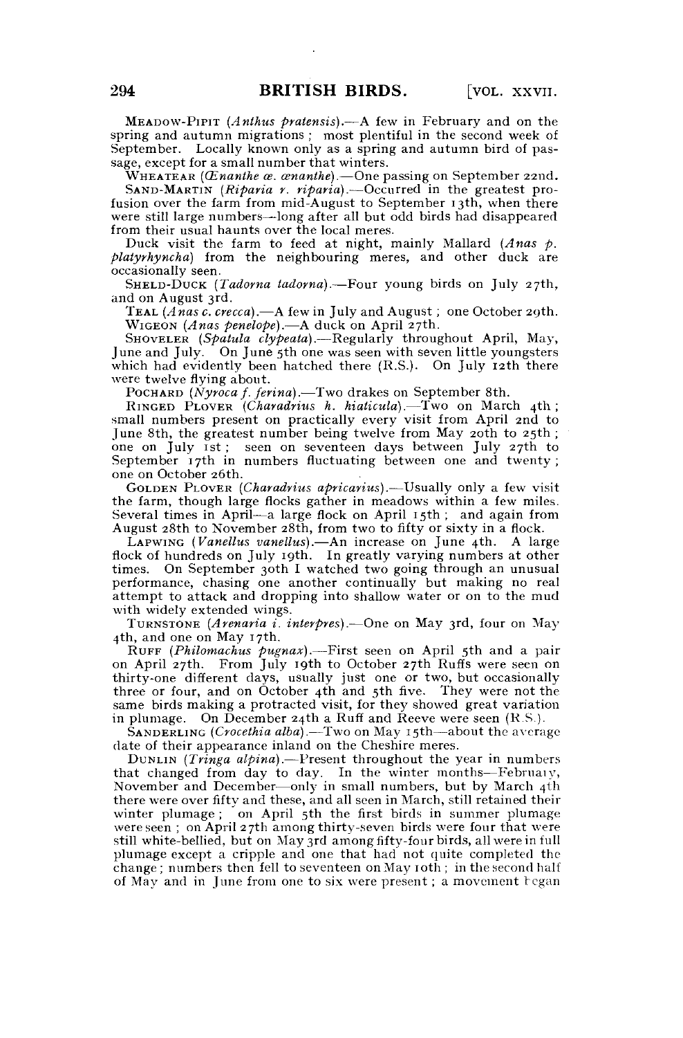MEADOW-PIPIT (*Anthus pratensis*).—A few in February and on the spring and autumn migrations; most plentiful in the second week of September. Locally known only as a spring and autumn bird of passage, except for a small number that winters.

WHEATEAR (*Œnanthe œ. œnanthe*).—One passing on September 22nd.

SAND-MARTIN (*Riparia r. riparia*).—Occurred in the greatest profusion over the farm from mid-August to September 13th, when there were still large numbers—long after all but odd birds had disappeared from their usual haunts over the local meres.

Duck visit the farm to feed at night, mainly Mallard (*Anas p. platyrhyncha*) from the neighbouring meres, and other duck are occasionally seen.

SHELD-DUCK (*Tadorna tadorna*).—Four young birds on July 27th, and on August 3rd.

TEAL (*Anas c. crecca*).—A few in July and August; one October 29th.

WIGEON (*Anas penelope*).—A duck on April 27th.

SHOVELER (*Spatula clypeata*).—Regularly throughout April, May, June and July. On June 5th one was seen with seven little youngsters which had evidently been hatched there (R.S.). On July 12th there were twelve flying about.

POCHARD (*Nyroca f. ferina*).—Two drakes on September 8th.

RINGED PLOVER (*Charadrius h. hiaticula*).—Two on March 4th; small numbers present on practically every visit from April 2nd to June 8th, the greatest number being twelve from May 20th to 25th; one on July 1st; seen on seventeen days between July 27th to September 17th in numbers fluctuating between one and twenty; one on October 26th.

GOLDEN PLOVER (*Charadrius apricarius*).—Usually only a few visit the farm, though large flocks gather in meadows within a few miles. Several times in April—a large flock on April 15th; and again from August 28th to November 28th, from two to fifty or sixty in a flock.

LAPWING (*Vanellus vanellus*).—An increase on June 4th. A large flock of hundreds on July 19th. In greatly varying numbers at other times. On September 30th I watched two going through an unusual performance, chasing one another continually but making no real attempt to attack and dropping into shallow water or on to the mud with widely extended wings.

TURNSTONE (*Arenaria i. interpres*).—One on May 3rd, four on May 4th, and one on May 17th.

RUFF (*Philomachus pugnax*).—First seen on April 5th and a pair on April 27th. From July 19th to October 27th Ruffs were seen on thirty-one different days, usually just one or two, but occasionally three or four, and on October 4th and 5th five. They were not the same birds making a protracted visit, for they showed great variation in plumage. On December 24th a Ruff and Reeve were seen (R.S.).

SANDERLING (*Crocethia alba*).—Two on May 15th—about the average date of their appearance inland on the Cheshire meres.

DUNLIN (*Tringa alpina*).—Present throughout the year in numbers that changed from day to day. In the winter months—February, November and December—only in small numbers, but by March 4th there were over fifty and these, and all seen in March, still retained their winter plumage; on April 5th the first birds in summer plumage were seen; on April 27th among thirty-seven birds were four that were still white-bellied, but on May 3rd among fifty-four birds, all were in full plumage except a cripple and one that had not quite completed the change; numbers then fell to seventeen on May 10th; in the second half of May and in June from one to six were present; a movement began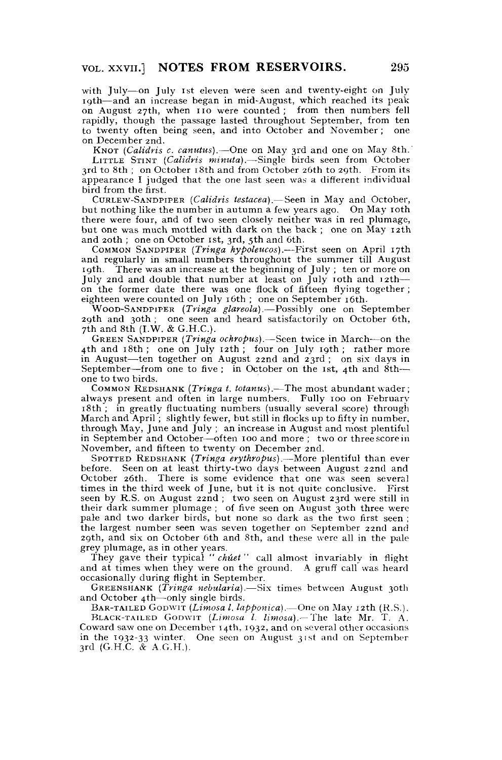with July—on July 1st eleven were seen and twenty-eight on July 19th—and an increase began in mid-August, which reached its peak on August 27th, when 110 were counted; from then numbers fell rapidly, though the passage lasted throughout September, from ten to twenty often being seen, and into October and November; one on December 2nd.

KNOT (*Calidris c. canutus*).—One on May 3rd and one on May 8th.

LITTLE STINT (*Calidris minuta*).—Single birds seen from October 3rd to 8th; on October 18th and from October 26th to 29th. From its appearance I judged that the one last seen was a different individual bird from the first.

CURLEW-SANDPIPER (*Calidris testacea*).—Seen in May and October, but nothing like the number in autumn a few years ago. On May 10th there were four, and of two seen closely neither was in red plumage, but one was much mottled with dark on the back; one on May 12th and 20th; one on October 1st, 3rd, 5th and 6th.

COMMON SANDPIPER (*Tringa hypoleucos*).—First seen on April 17th and regularly in small numbers throughout the summer till August 19th. There was an increase at the beginning of July; ten or more on July 2nd and double that number at least on July 10th and 12th—on the former date there was one flock of fifteen flying together; eighteen were counted on July 16th; one on September 16th.

WOOD-SANDPIPER (*Tringa glareola*).—Possibly one on September 29th and 30th; one seen and heard satisfactorily on October 6th, 7th and 8th (I.W. & G.H.C.).

GREEN SANDPIPER (*Tringa ochropus*).—Seen twice in March—on the 4th and 18th; one on July 12th; four on July 19th; rather more in August—ten together on August 22nd and 23rd; on six days in September—from one to five; in October on the 1st, 4th and 8th—one to two birds.

COMMON REDSHANK (*Tringa t. totanus*).—The most abundant wader; always present and often in large numbers. Fully 100 on February 18th; in greatly fluctuating numbers (usually several score) through March and April; slightly fewer, but still in flocks up to fifty in number, through May, June and July; an increase in August and most plentiful in September and October—often 100 and more; two or three score in November, and fifteen to twenty on December 2nd.

SPOTTED REDSHANK (*Tringa erythropus*).—More plentiful than ever before. Seen on at least thirty-two days between August 22nd and October 26th. There is some evidence that one was seen several times in the third week of June, but it is not quite conclusive. First seen by R.S. on August 22nd; two seen on August 23rd were still in their dark summer plumage; of five seen on August 30th three were pale and two darker birds, but none so dark as the two first seen; the largest number seen was seven together on September 22nd and 29th, and six on October 6th and 8th, and these were all in the pale grey plumage, as in other years.

They gave their typical "*chúet*" call almost invariably in flight and at times when they were on the ground. A gruff call was heard occasionally during flight in September.

GREENSHANK (*Tringa nebularia*).—Six times between August 30th and October 4th—only single birds.

BAR-TAILED GODWIT (*Limosa l. lapponica*).—One on May 12th (R.S.).

BLACK-TAILED GODWIT (*Limosa l. limosa*).—The late Mr. T. A. Coward saw one on December 14th, 1932, and on several other occasions in the 1932-33 winter. One seen on August 31st and on September 3rd (G.H.C. & A.G.H.).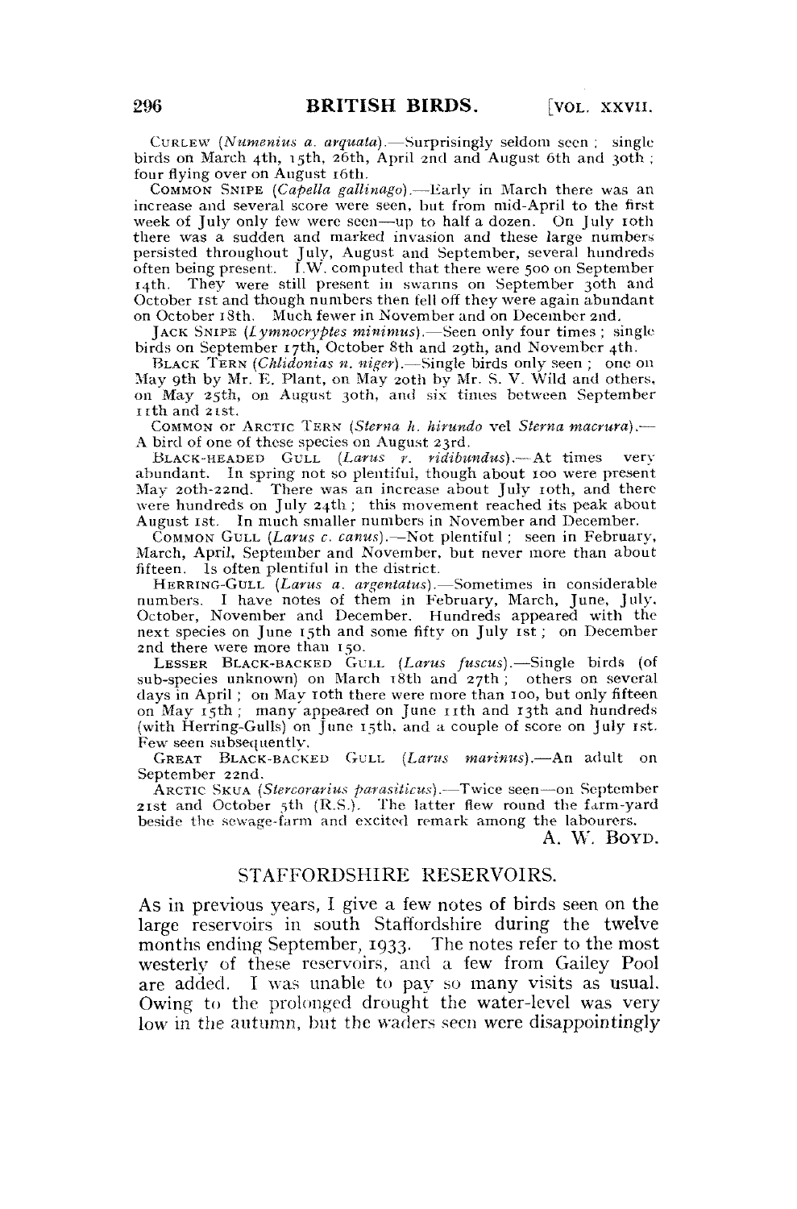CURLEW (*Numenius a. arquata*).—Surprisingly seldom seen; single birds on March 4th, 15th, 26th, April 2nd and August 6th and 30th; four flying over on August 16th.

COMMON SNIPE (*Capella gallinago*).—Early in March there was an increase and several score were seen, but from mid-April to the first week of July only few were seen—up to half a dozen. On July 10th there was a sudden and marked invasion and these large numbers persisted throughout July, August and September, several hundreds often being present. I.W. computed that there were 500 on September 14th. They were still present in swarms on September 30th and October 1st and though numbers then fell off they were again abundant on October 18th. Much fewer in November and on December 2nd.

JACK SNIPE (*Lymnocryptes minimus*).—Seen only four times; single birds on September 17th, October 8th and 29th, and November 4th.

BLACK TERN (*Chlidonias n. niger*).—Single birds only seen; one on May 9th by Mr. E. Plant, on May 20th by Mr. S. V. Wild and others, on May 25th, on August 30th, and six times between September 11th and 21st.

COMMON OR ARCTIC TERN (*Sterna h. hirundo* vel *Sterna macrura*).—A bird of one of these species on August 23rd.

BLACK-HEADED GULL (*Larus r. ridibundus*).—At times very abundant. In spring not so plentiful, though about 100 were present May 20th-22nd. There was an increase about July 10th, and there were hundreds on July 24th; this movement reached its peak about August 1st. In much smaller numbers in November and December.

COMMON GULL (*Larus c. canus*).—Not plentiful; seen in February, March, April, September and November, but never more than about fifteen. Is often plentiful in the district.

HERRING-GULL (*Larus a. argentatus*).—Sometimes in considerable numbers. I have notes of them in February, March, June, July, October, November and December. Hundreds appeared with the next species on June 15th and some fifty on July 1st; on December 2nd there were more than 150.

LESSER BLACK-BACKED GULL (*Larus fuscus*).—Single birds (of sub-species unknown) on March 18th and 27th; others on several days in April; on May 10th there were more than 100, but only fifteen on May 15th; many appeared on June 11th and 13th and hundreds (with Herring-Gulls) on June 15th, and a couple of score on July 1st. Few seen subsequently.

GREAT BLACK-BACKED GULL (*Larus marinus*).—An adult on September 22nd.

ARCTIC SKUA (*Stercorarius parasiticus*).—Twice seen—on September 21st and October 5th (R.S.). The latter flew round the farm-yard beside the sewage-farm and excited remark among the labourers.

A. W. BOYD.

## STAFFORDSHIRE RESERVOIRS.

As in previous years, I give a few notes of birds seen on the large reservoirs in south Staffordshire during the twelve months ending September, 1933. The notes refer to the most westerly of these reservoirs, and a few from Gailey Pool are added. I was unable to pay so many visits as usual. Owing to the prolonged drought the water-level was very low in the autumn, but the waders seen were disappointingly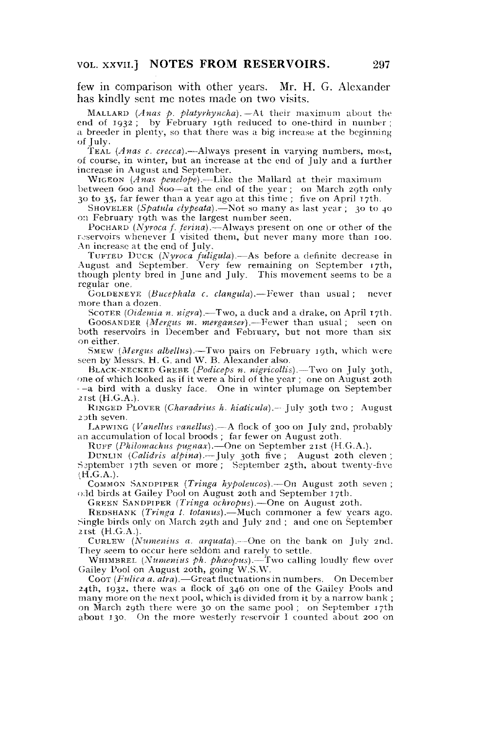few in comparison with other years. Mr. H. G. Alexander has kindly sent me notes made on two visits.

MALLARD (*Anas p. platyrhyncha*).—At their maximum about the end of 1932; by February 19th reduced to one-third in number; a breeder in plenty, so that there was a big increase at the beginning of July.

TEAL (*Anas c. crecca*).—Always present in varying numbers, most, of course, in winter, but an increase at the end of July and a further increase in August and September.

WIGEON (*Anas penelope*).—Like the Mallard at their maximum between 600 and 800—at the end of the year; on March 29th only 30 to 35, far fewer than a year ago at this time; five on April 17th.

SHOVELER (*Spatula clypeata*).—Not so many as last year; 30 to 40 on February 19th was the largest number seen.

POCHARD (*Nyroca f. ferina*).—Always present on one or other of the reservoirs whenever I visited them, but never many more than 100. An increase at the end of July.

TUFTED DUCK (*Nyroca fuligula*).—As before a definite decrease in August and September. Very few remaining on September 17th, though plenty bred in June and July. This movement seems to be a regular one.

GOLDENEYE (*Bucephala c. clangula*).—Fewer than usual; never more than a dozen.

SCOTER (*Oidemia n. nigra*).—Two, a duck and a drake, on April 17th.

GOOSANDER (*Mergus m. merganser*).—Fewer than usual; seen on both reservoirs in December and February, but not more than six on either.

SMEW (*Mergus albellus*).—Two pairs on February 19th, which were seen by Messrs. H. G. and W. B. Alexander also.

BLACK-NECKED GREBE (*Podiceps n. nigricollis*).—Two on July 30th, one of which looked as if it were a bird of the year; one on August 20th—a bird with a dusky face. One in winter plumage on September 21st (H.G.A.).

RINGED PLOVER (*Charadrius h. hiaticula*).—July 30th two; August 20th seven.

LAPWING (*Vanellus vanellus*).—A flock of 300 on July 2nd, probably an accumulation of local broods; far fewer on August 20th.

RUFF (*Philomachus pugnax*).—One on September 21st (H.G.A.).

DUNLIN (*Calidris alpina*).—July 30th five; August 20th eleven; September 17th seven or more; September 25th, about twenty-five (H.G.A.).

COMMON SANDPIPER (*Tringa hypoleucos*).—On August 20th seven; odd birds at Gailey Pool on August 20th and September 17th.

GREEN SANDPIPER (*Tringa ochropus*).—One on August 20th.

REDSHANK (*Tringa t. totanus*).—Much commoner a few years ago. Single birds only on March 29th and July 2nd; and one on September 21st (H.G.A.).

CURLEW (*Numenius a. arquata*).—One on the bank on July 2nd. They seem to occur here seldom and rarely to settle.

WHIMBREL (*Numenius ph. phæopus*).—Two calling loudly flew over Gailey Pool on August 20th, going W.S.W.

COOT (*Fulica a. atra*).—Great fluctuations in numbers. On December 24th, 1932, there was a flock of 346 on one of the Gailey Pools and many more on the next pool, which is divided from it by a narrow bank; on March 29th there were 30 on the same pool; on September 17th about 130. On the more westerly reservoir I counted about 200 on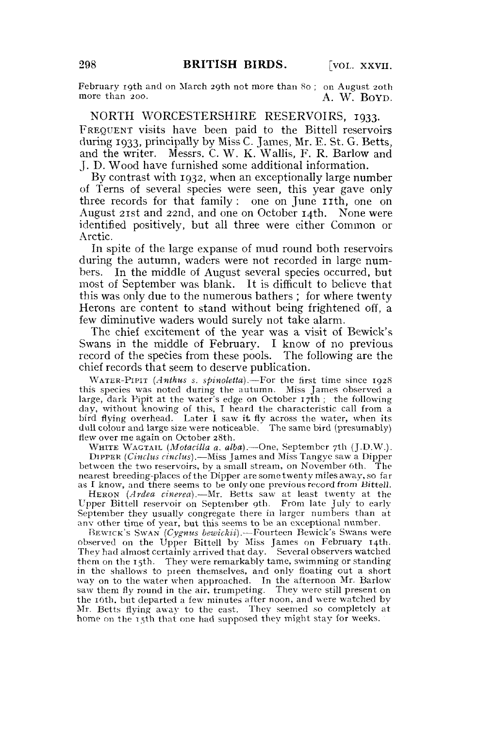February 19th and on March 29th not more than 80; on August 20th more than 200.

A. W. BOYD.

## NORTH WORCESTERSHIRE RESERVOIRS, 1933.

FREQUENT visits have been paid to the Bittell reservoirs during 1933, principally by Miss C. James, Mr. E. St. G. Betts, and the writer. Messrs. C. W. K. Wallis, F. R. Barlow and J. D. Wood have furnished some additional information.

By contrast with 1932, when an exceptionally large number of Terns of several species were seen, this year gave only three records for that family: one on June 11th, one on August 21st and 22nd, and one on October 14th. None were identified positively, but all three were either Common or Arctic.

In spite of the large expanse of mud round both reservoirs during the autumn, waders were not recorded in large numbers. In the middle of August several species occurred, but most of September was blank. It is difficult to believe that this was only due to the numerous bathers; for where twenty Herons are content to stand without being frightened off, a few diminutive waders would surely not take alarm.

The chief excitement of the year was a visit of Bewick's Swans in the middle of February. I know of no previous record of the species from these pools. The following are the chief records that seem to deserve publication.

WATER-PIPIT (*Anthus s. spinoletta*).—For the first time since 1928 this species was noted during the autumn. Miss James observed a large, dark Pipit at the water's edge on October 17th; the following day, without knowing of this, I heard the characteristic call from a bird flying overhead. Later I saw it fly across the water, when its dull colour and large size were noticeable. The same bird (presumably) flew over me again on October 28th.

WHITE WAGTAIL (*Motacilla a. alba*).—One, September 7th (J.D.W.).

DIPPER (*Cinclus cinclus*).—Miss James and Miss Tangye saw a Dipper between the two reservoirs, by a small stream, on November 6th. The nearest breeding-places of the Dipper are some twenty miles away, so far as I know, and there seems to be only one previous record from Bittell.

HERON (*Ardea cinerea*).—Mr. Betts saw at least twenty at the Upper Bittell reservoir on September 9th. From late July to early September they usually congregate there in larger numbers than at any other time of year, but this seems to be an exceptional number.

BEWICK'S SWAN (*Cygnus bewickii*).—Fourteen Bewick's Swans were observed on the Upper Bittell by Miss James on February 14th. They had almost certainly arrived that day. Several observers watched them on the 15th. They were remarkably tame, swimming or standing in the shallows to preen themselves, and only floating out a short way on to the water when approached. In the afternoon Mr. Barlow saw them fly round in the air, trumpeting. They were still present on the 16th, but departed a few minutes after noon, and were watched by Mr. Betts flying away to the east. They seemed so completely at home on the 15th that one had supposed they might stay for weeks.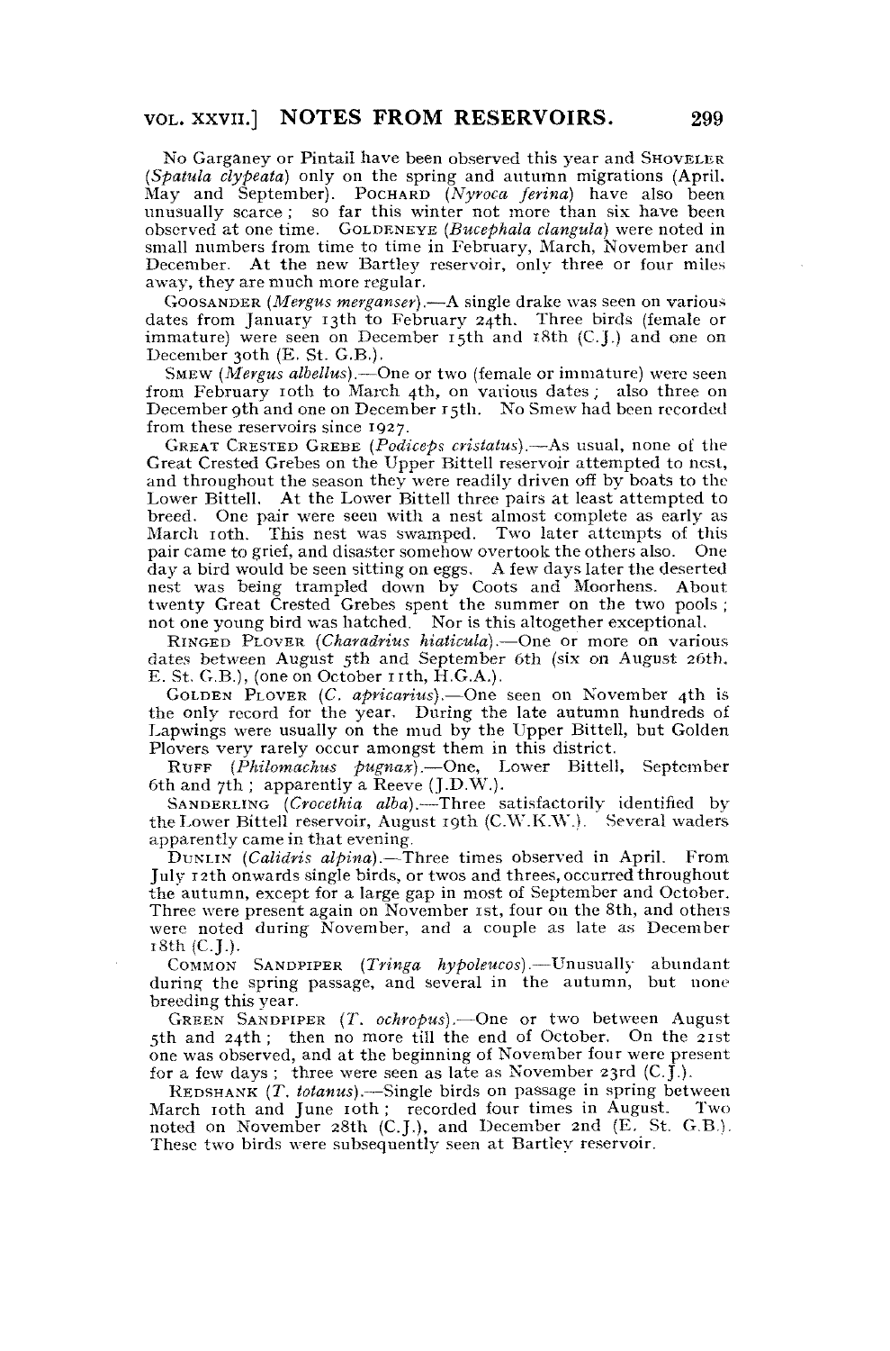No Garganey or Pintail have been observed this year and Shoveler (*Spatula clypeata*) only on the spring and autumn migrations (April, May and September). Pochard (*Nyroca ferina*) have also been unusually scarce; so far this winter not more than six have been observed at one time. Goldeneye (*Bucephala clangula*) were noted in small numbers from time to time in February, March, November and December. At the new Bartley reservoir, only three or four miles away, they are much more regular.

Goosander (*Mergus merganser*).—A single drake was seen on various dates from January 13th to February 24th. Three birds (female or immature) were seen on December 15th and 18th (C.J.) and one on December 30th (E. St. G.B.).

Smew (*Mergus albellus*).—One or two (female or immature) were seen from February 10th to March 4th, on various dates; also three on December 9th and one on December 15th. No Smew had been recorded from these reservoirs since 1927.

Great Crested Grebe (*Podiceps cristatus*).—As usual, none of the Great Crested Grebes on the Upper Bittell reservoir attempted to nest, and throughout the season they were readily driven off by boats to the Lower Bittell. At the Lower Bittell three pairs at least attempted to breed. One pair were seen with a nest almost complete as early as March 10th. This nest was swamped. Two later attempts of this pair came to grief, and disaster somehow overtook the others also. One day a bird would be seen sitting on eggs. A few days later the deserted nest was being trampled down by Coots and Moorhens. About twenty Great Crested Grebes spent the summer on the two pools; not one young bird was hatched. Nor is this altogether exceptional.

Ringed Plover (*Charadrius hiaticula*).—One or more on various dates between August 5th and September 6th (six on August 26th, E. St. G.B.), (one on October 11th, H.G.A.).

Golden Plover (*C. apricarius*).—One seen on November 4th is the only record for the year. During the late autumn hundreds of Lapwings were usually on the mud by the Upper Bittell, but Golden Plovers very rarely occur amongst them in this district.

Ruff (*Philomachus pugnax*).—One, Lower Bittell, September 6th and 7th; apparently a Reeve (J.D.W.).

Sanderling (*Crocethia alba*).—Three satisfactorily identified by the Lower Bittell reservoir, August 19th (C.W.K.W.). Several waders apparently came in that evening.

Dunlin (*Calidris alpina*).—Three times observed in April. From July 12th onwards single birds, or twos and threes, occurred throughout the autumn, except for a large gap in most of September and October. Three were present again on November 1st, four on the 8th, and others were noted during November, and a couple as late as December 18th (C.J.).

Common Sandpiper (*Tringa hypoleucos*).—Unusually abundant during the spring passage, and several in the autumn, but none breeding this year.

Green Sandpiper (*T. ochropus*).—One or two between August 5th and 24th; then no more till the end of October. On the 21st one was observed, and at the beginning of November four were present for a few days; three were seen as late as November 23rd (C.J.).

Redshank (*T. totanus*).—Single birds on passage in spring between March 10th and June 10th; recorded four times in August. Two noted on November 28th (C.J.), and December 2nd (E. St. G.B.). These two birds were subsequently seen at Bartley reservoir.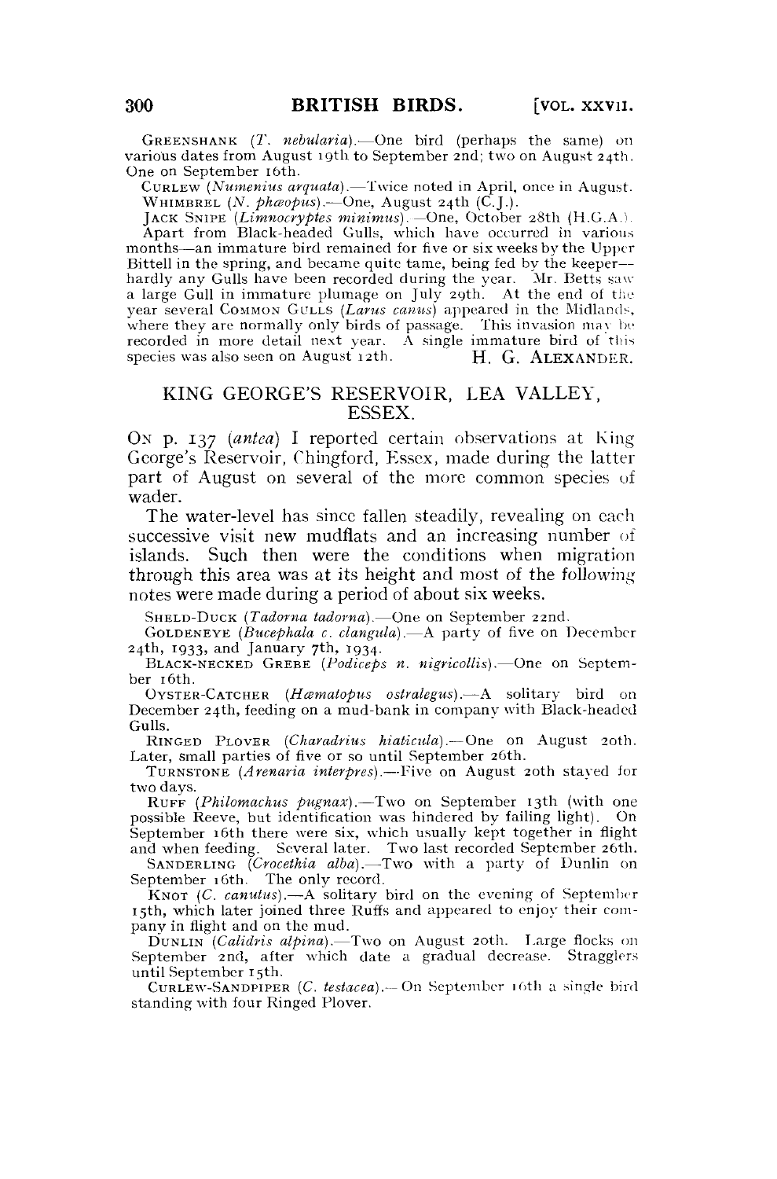GREENSHANK (*T. nebularia*).—One bird (perhaps the same) on various dates from August 19th to September 2nd; two on August 24th. One on September 16th.

CURLEW (*Numenius arquata*).—Twice noted in April, once in August.

WHIMBREL (*N. phæopus*).—One, August 24th (C.J.).

JACK SNIPE (*Limnocryptes minimus*).—One, October 28th (H.G.A.).

Apart from Black-headed Gulls, which have occurred in various months—an immature bird remained for five or six weeks by the Upper Bittell in the spring, and became quite tame, being fed by the keeper—hardly any Gulls have been recorded during the year. Mr. Betts saw a large Gull in immature plumage on July 29th. At the end of the year several COMMON GULLS (*Larus canus*) appeared in the Midlands, where they are normally only birds of passage. This invasion may be recorded in more detail next year. A single immature bird of this species was also seen on August 12th.

H. G. ALEXANDER.

## KING GEORGE'S RESERVOIR, LEA VALLEY, ESSEX.

ON p. 137 (*antea*) I reported certain observations at King George's Reservoir, Chingford, Essex, made during the latter part of August on several of the more common species of wader.

The water-level has since fallen steadily, revealing on each successive visit new mudflats and an increasing number of islands. Such then were the conditions when migration through this area was at its height and most of the following notes were made during a period of about six weeks.

SHELD-DUCK (*Tadorna tadorna*).—One on September 22nd.

GOLDENEYE (*Bucephala c. clangula*).—A party of five on December 24th, 1933, and January 7th, 1934.

BLACK-NECKED GREBE (*Podiceps n. nigricollis*).—One on September 16th.

OYSTER-CATCHER (*Hæmatopus ostralegus*).—A solitary bird on December 24th, feeding on a mud-bank in company with Black-headed Gulls.

RINGED PLOVER (*Charadrius hiaticula*).—One on August 20th. Later, small parties of five or so until September 26th.

TURNSTONE (*Arenaria interpres*).—Five on August 20th stayed for two days.

RUFF (*Philomachus pugnax*).—Two on September 13th (with one possible Reeve, but identification was hindered by failing light). On September 16th there were six, which usually kept together in flight and when feeding. Several later. Two last recorded September 26th.

SANDERLING (*Crocethia alba*).—Two with a party of Dunlin on September 16th. The only record.

KNOT (*C. canutus*).—A solitary bird on the evening of September 15th, which later joined three Ruffs and appeared to enjoy their company in flight and on the mud.

DUNLIN (*Calidris alpina*).—Two on August 20th. Large flocks on September 2nd, after which date a gradual decrease. Stragglers until September 15th.

CURLEW-SANDPIPER (*C. testacea*).—On September 16th a single bird standing with four Ringed Plover.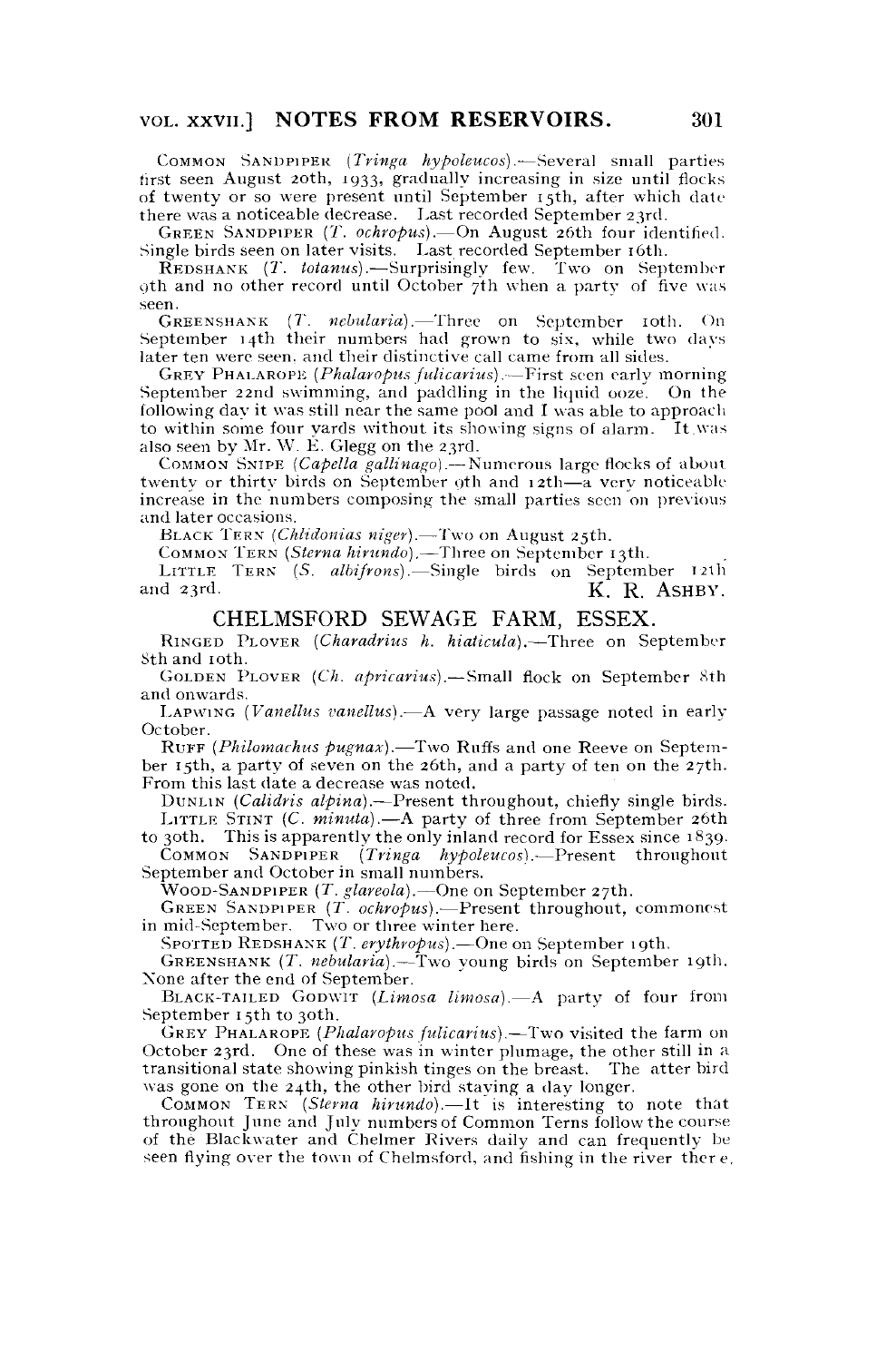Common Sandpiper (*Tringa hypoleucos*).—Several small parties first seen August 20th, 1933, gradually increasing in size until flocks of twenty or so were present until September 15th, after which date there was a noticeable decrease. Last recorded September 23rd.

Green Sandpiper (*T. ochropus*).—On August 26th four identified. Single birds seen on later visits. Last recorded September 16th.

Redshank (*T. totanus*).—Surprisingly few. Two on September 9th and no other record until October 7th when a party of five was seen.

Greenshank (*T. nebularia*).—Three on September 10th. On September 14th their numbers had grown to six, while two days later ten were seen, and their distinctive call came from all sides.

Grey Phalarope (*Phalaropus fulicarius*).—First seen early morning September 22nd swimming, and paddling in the liquid ooze. On the following day it was still near the same pool and I was able to approach to within some four yards without its showing signs of alarm. It was also seen by Mr. W. E. Glegg on the 23rd.

Common Snipe (*Capella gallinago*).—Numerous large flocks of about twenty or thirty birds on September 9th and 12th—a very noticeable increase in the numbers composing the small parties seen on previous and later occasions.

Black Tern (*Chlidonias niger*).—Two on August 25th.

Common Tern (*Sterna hirundo*).—Three on September 13th.

Little Tern (*S. albifrons*).—Single birds on September 12th and 23rd.

K. R. Ashby.

## CHELMSFORD SEWAGE FARM, ESSEX.

Ringed Plover (*Charadrius h. hiaticula*).—Three on September 8th and 10th.

Golden Plover (*Ch. apricarius*).—Small flock on September 8th and onwards.

Lapwing (*Vanellus vanellus*).—A very large passage noted in early October.

Ruff (*Philomachus pugnax*).—Two Ruffs and one Reeve on September 15th, a party of seven on the 26th, and a party of ten on the 27th. From this last date a decrease was noted.

Dunlin (*Calidris alpina*).—Present throughout, chiefly single birds.

Little Stint (*C. minuta*).—A party of three from September 26th to 30th. This is apparently the only inland record for Essex since 1839.

Common Sandpiper (*Tringa hypoleucos*).—Present throughout September and October in small numbers.

Wood-Sandpiper (*T. glareola*).—One on September 27th.

Green Sandpiper (*T. ochropus*).—Present throughout, commonest in mid-September. Two or three winter here.

Spotted Redshank (*T. erythropus*).—One on September 19th.

Greenshank (*T. nebularia*).—Two young birds on September 19th. None after the end of September.

Black-tailed Godwit (*Limosa limosa*).—A party of four from September 15th to 30th.

Grey Phalarope (*Phalaropus fulicarius*).—Two visited the farm on October 23rd. One of these was in winter plumage, the other still in a transitional state showing pinkish tinges on the breast. The atter bird was gone on the 24th, the other bird staying a day longer.

Common Tern (*Sterna hirundo*).—It is interesting to note that throughout June and July numbers of Common Terns follow the course of the Blackwater and Chelmer Rivers daily and can frequently be seen flying over the town of Chelmsford, and fishing in the river there.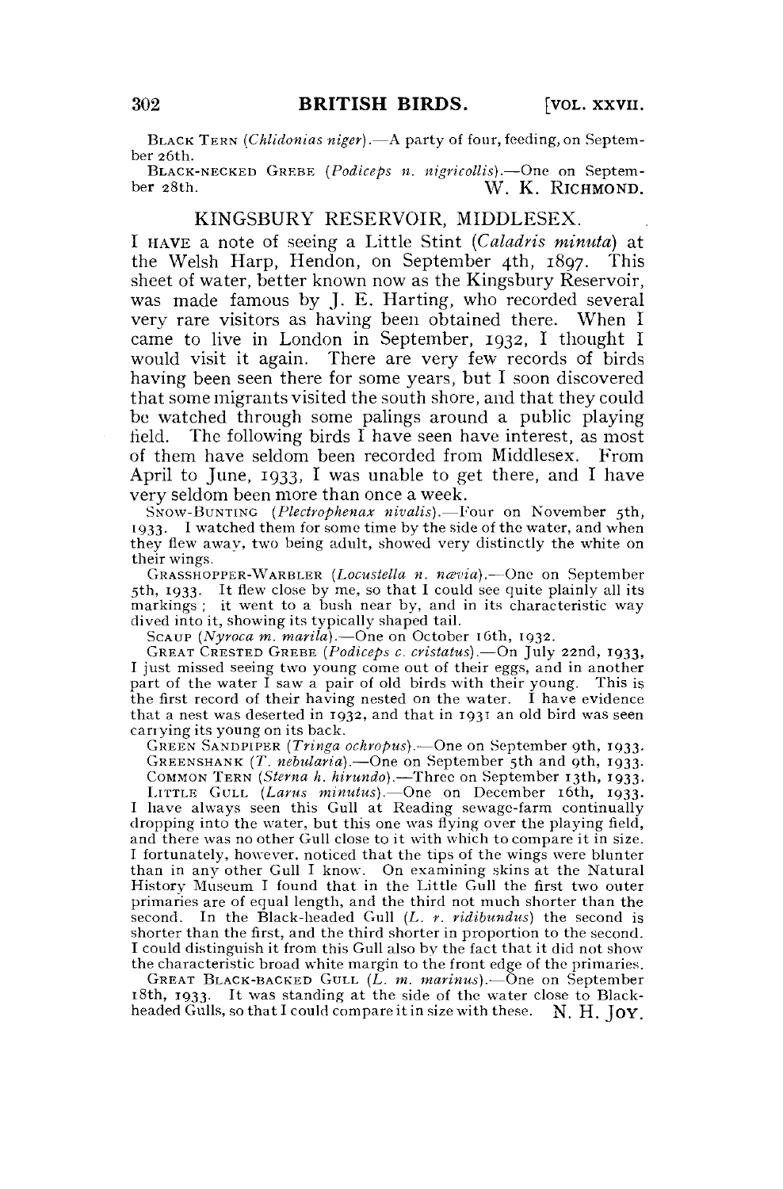BLACK TERN (*Chlidonias niger*).—A party of four, feeding, on September 26th.

BLACK-NECKED GREBE (*Podiceps n. nigricollis*).—One on September 28th.

W. K. RICHMOND.

## KINGSBURY RESERVOIR, MIDDLESEX.

I HAVE a note of seeing a Little Stint (*Caladris minuta*) at the Welsh Harp, Hendon, on September 4th, 1897. This sheet of water, better known now as the Kingsbury Reservoir, was made famous by J. E. Harting, who recorded several very rare visitors as having been obtained there. When I came to live in London in September, 1932, I thought I would visit it again. There are very few records of birds having been seen there for some years, but I soon discovered that some migrants visited the south shore, and that they could be watched through some palings around a public playing field. The following birds I have seen have interest, as most of them have seldom been recorded from Middlesex. From April to June, 1933, I was unable to get there, and I have very seldom been more than once a week.

SNOW-BUNTING (*Plectrophenax nivalis*).—Four on November 5th, 1933. I watched them for some time by the side of the water, and when they flew away, two being adult, showed very distinctly the white on their wings.

GRASSHOPPER-WARBLER (*Locustella n. nævia*).—One on September 5th, 1933. It flew close by me, so that I could see quite plainly all its markings; it went to a bush near by, and in its characteristic way dived into it, showing its typically shaped tail.

SCAUP (*Nyroca m. marila*).—One on October 16th, 1932.

GREAT CRESTED GREBE (*Podiceps c. cristatus*).—On July 22nd, 1933, I just missed seeing two young come out of their eggs, and in another part of the water I saw a pair of old birds with their young. This is the first record of their having nested on the water. I have evidence that a nest was deserted in 1932, and that in 1931 an old bird was seen carrying its young on its back.

GREEN SANDPIPER (*Tringa ochropus*).—One on September 9th, 1933.

GREENSHANK (*T. nebularia*).—One on September 5th and 9th, 1933.

COMMON TERN (*Sterna h. hirundo*).—Three on September 13th, 1933.

LITTLE GULL (*Larus minutus*).—One on December 16th, 1933. I have always seen this Gull at Reading sewage-farm continually dropping into the water, but this one was flying over the playing field, and there was no other Gull close to it with which to compare it in size. I fortunately, however, noticed that the tips of the wings were blunter than in any other Gull I know. On examining skins at the Natural History Museum I found that in the Little Gull the first two outer primaries are of equal length, and the third not much shorter than the second. In the Black-headed Gull (*L. r. ridibundus*) the second is shorter than the first, and the third shorter in proportion to the second. I could distinguish it from this Gull also by the fact that it did not show the characteristic broad white margin to the front edge of the primaries.

GREAT BLACK-BACKED GULL (*L. m. marinus*).—One on September 18th, 1933. It was standing at the side of the water close to Black-headed Gulls, so that I could compare it in size with these.

N. H. JOY.